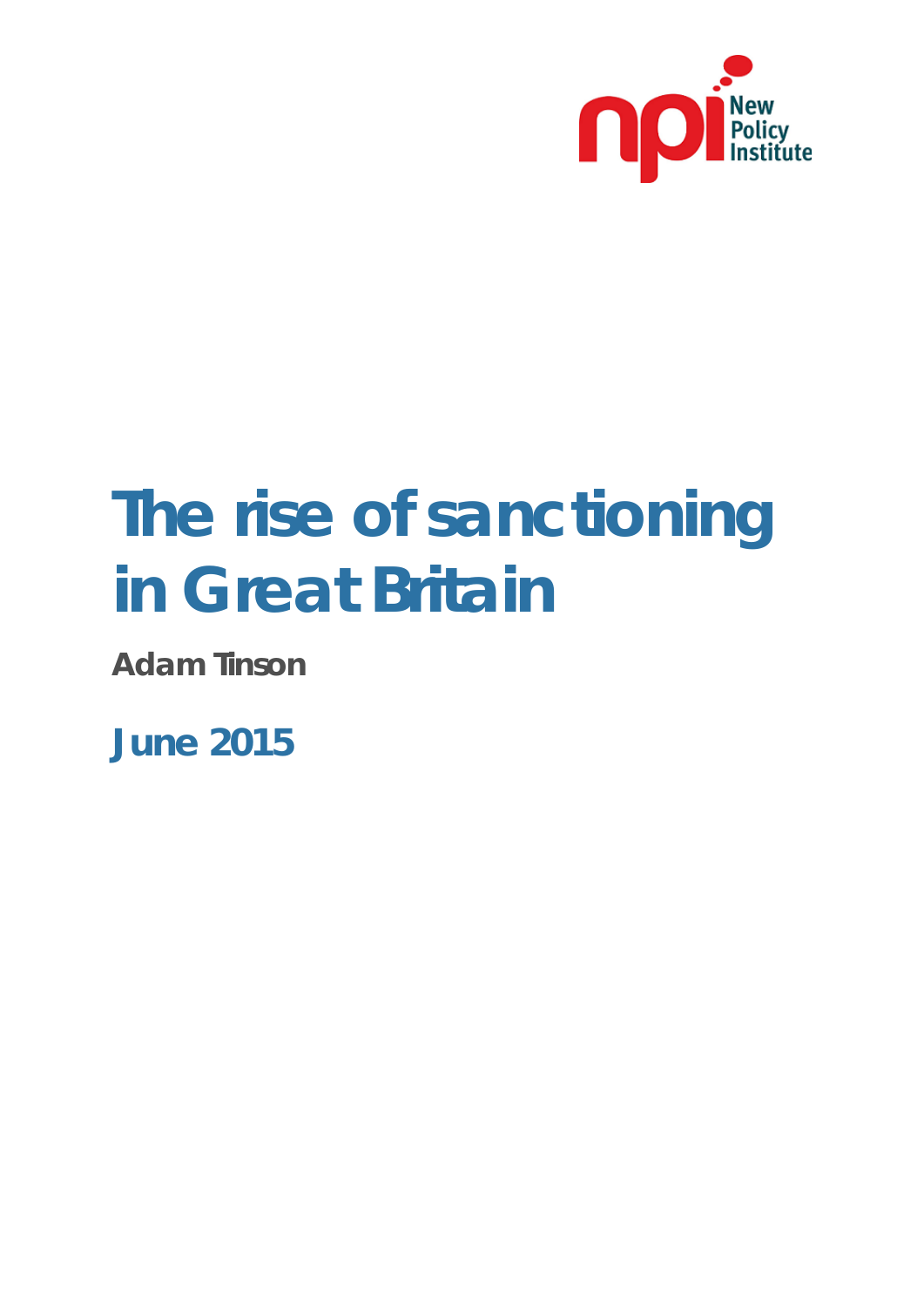New Policy Institute

# The rise of sanctioning in Great Britain

**Adam Tinson**

**June 2015**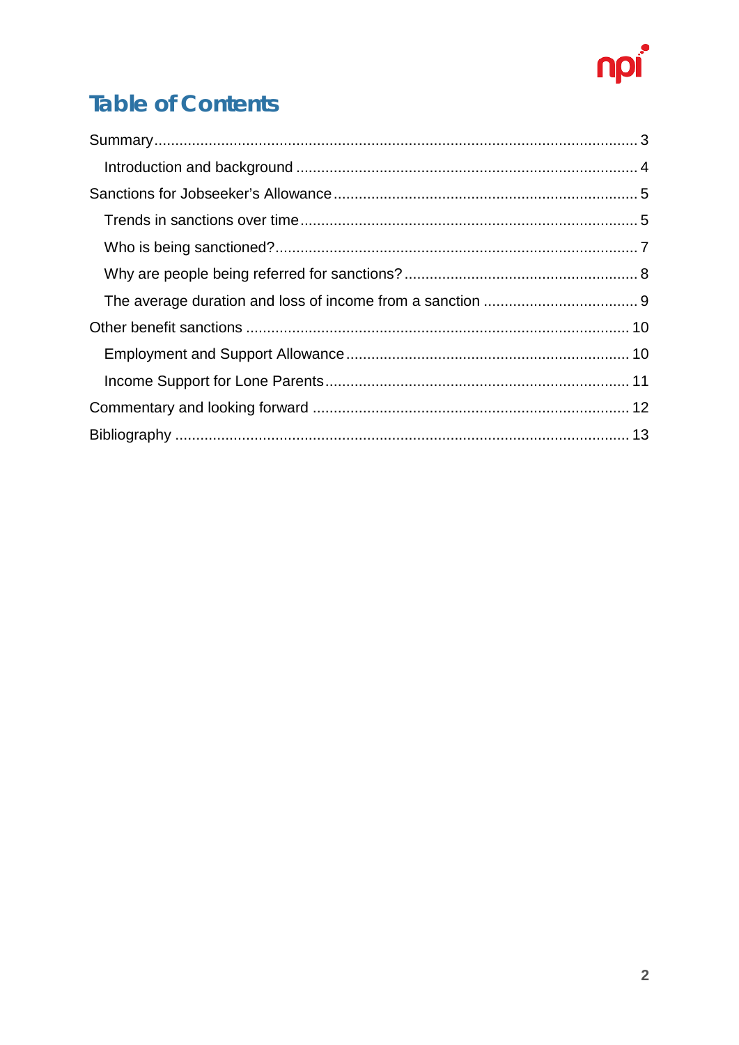# Table of Contents

- Summary ..... 3
  - Introduction and background ..... 4
- Sanctions for Jobseeker's Allowance ..... 5
  - Trends in sanctions over time ..... 5
  - Who is being sanctioned? ..... 7
  - Why are people being referred for sanctions? ..... 8
  - The average duration and loss of income from a sanction ..... 9
- Other benefit sanctions ..... 10
  - Employment and Support Allowance ..... 10
  - Income Support for Lone Parents ..... 11
- Commentary and looking forward ..... 12
- Bibliography ..... 13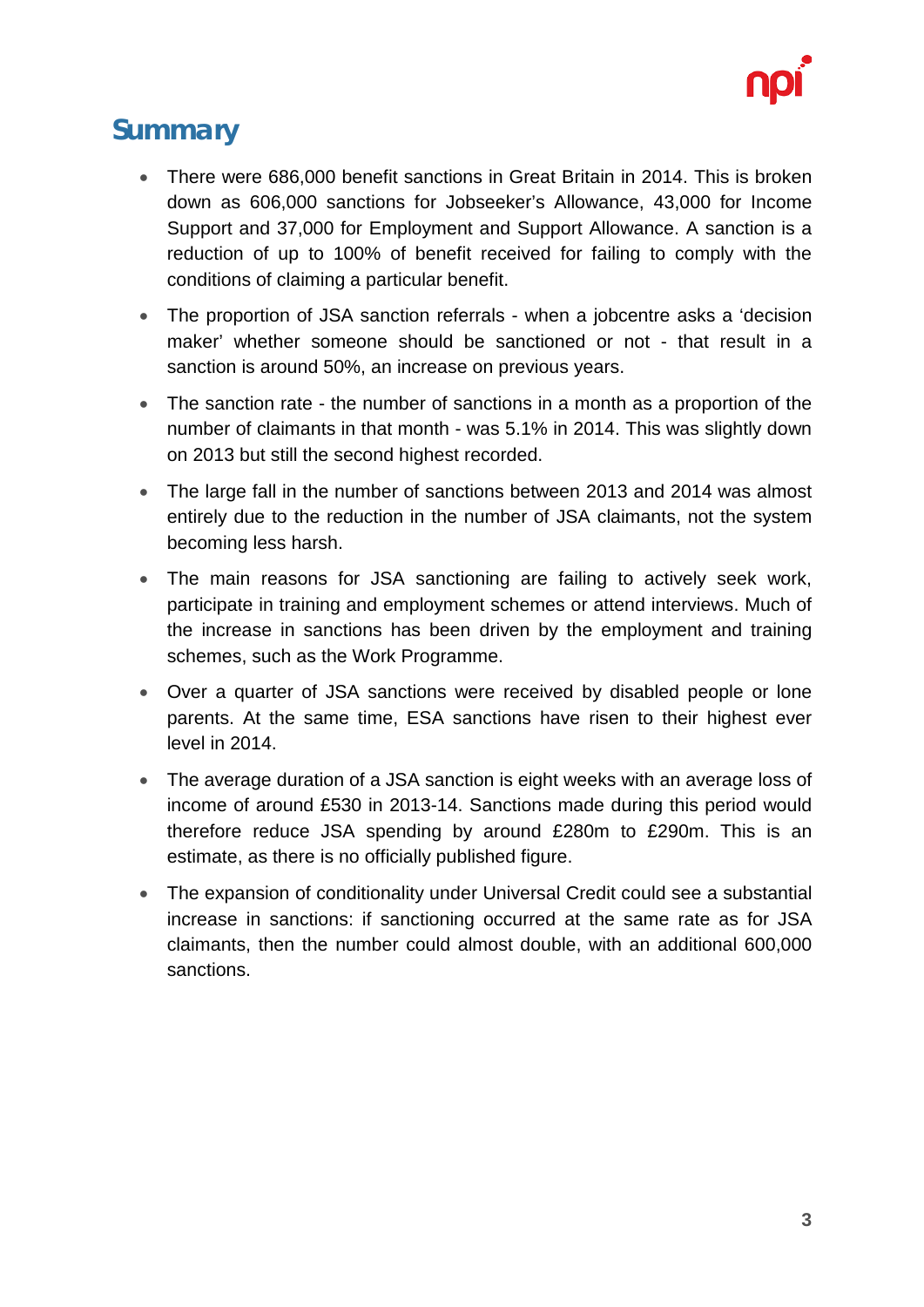## Summary

- There were 686,000 benefit sanctions in Great Britain in 2014. This is broken down as 606,000 sanctions for Jobseeker's Allowance, 43,000 for Income Support and 37,000 for Employment and Support Allowance. A sanction is a reduction of up to 100% of benefit received for failing to comply with the conditions of claiming a particular benefit.
- The proportion of JSA sanction referrals - when a jobcentre asks a 'decision maker' whether someone should be sanctioned or not - that result in a sanction is around 50%, an increase on previous years.
- The sanction rate - the number of sanctions in a month as a proportion of the number of claimants in that month - was 5.1% in 2014. This was slightly down on 2013 but still the second highest recorded.
- The large fall in the number of sanctions between 2013 and 2014 was almost entirely due to the reduction in the number of JSA claimants, not the system becoming less harsh.
- The main reasons for JSA sanctioning are failing to actively seek work, participate in training and employment schemes or attend interviews. Much of the increase in sanctions has been driven by the employment and training schemes, such as the Work Programme.
- Over a quarter of JSA sanctions were received by disabled people or lone parents. At the same time, ESA sanctions have risen to their highest ever level in 2014.
- The average duration of a JSA sanction is eight weeks with an average loss of income of around £530 in 2013-14. Sanctions made during this period would therefore reduce JSA spending by around £280m to £290m. This is an estimate, as there is no officially published figure.
- The expansion of conditionality under Universal Credit could see a substantial increase in sanctions: if sanctioning occurred at the same rate as for JSA claimants, then the number could almost double, with an additional 600,000 sanctions.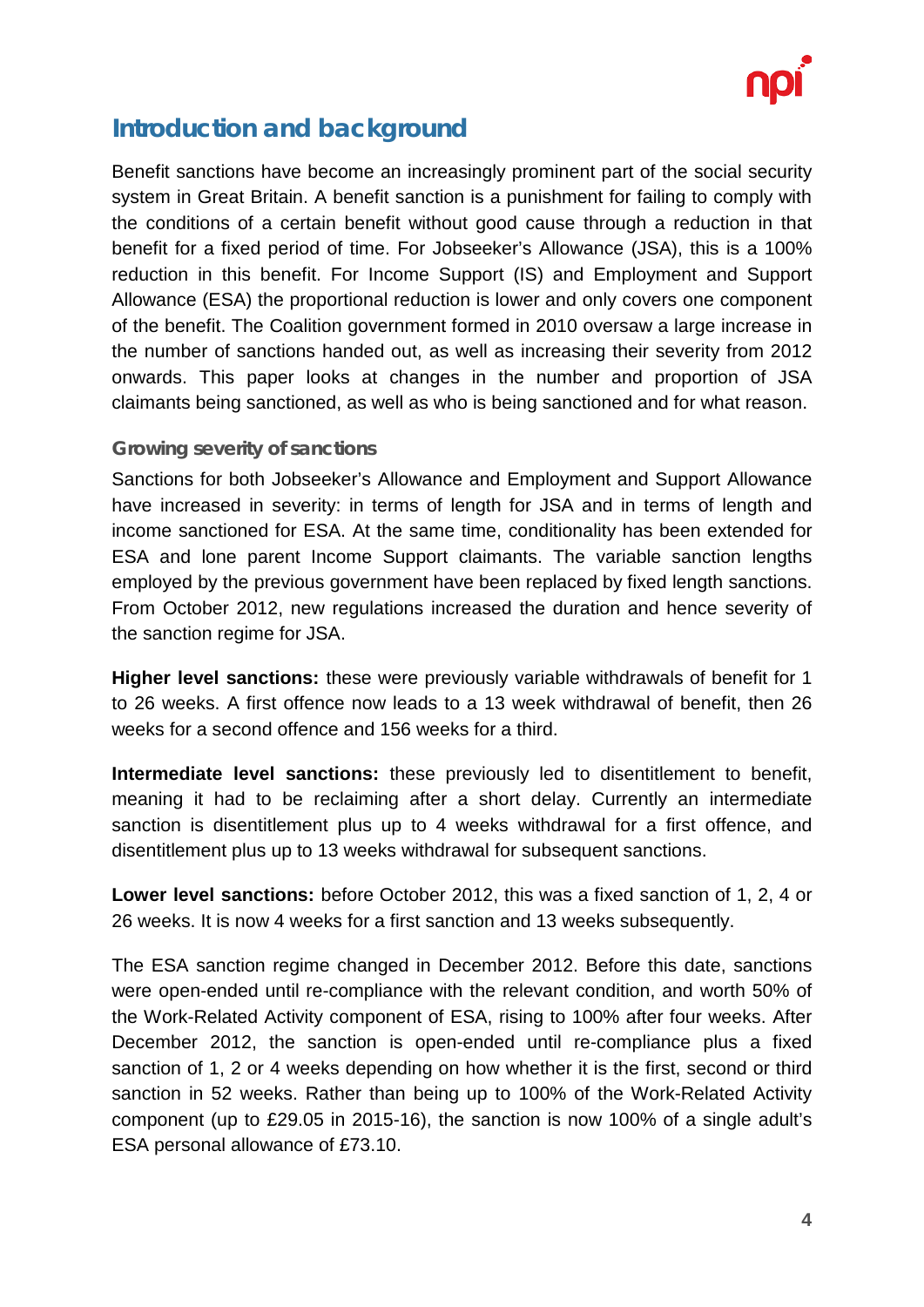## Introduction and background

Benefit sanctions have become an increasingly prominent part of the social security system in Great Britain. A benefit sanction is a punishment for failing to comply with the conditions of a certain benefit without good cause through a reduction in that benefit for a fixed period of time. For Jobseeker's Allowance (JSA), this is a 100% reduction in this benefit. For Income Support (IS) and Employment and Support Allowance (ESA) the proportional reduction is lower and only covers one component of the benefit. The Coalition government formed in 2010 oversaw a large increase in the number of sanctions handed out, as well as increasing their severity from 2012 onwards. This paper looks at changes in the number and proportion of JSA claimants being sanctioned, as well as who is being sanctioned and for what reason.

### Growing severity of sanctions

Sanctions for both Jobseeker's Allowance and Employment and Support Allowance have increased in severity: in terms of length for JSA and in terms of length and income sanctioned for ESA. At the same time, conditionality has been extended for ESA and lone parent Income Support claimants. The variable sanction lengths employed by the previous government have been replaced by fixed length sanctions. From October 2012, new regulations increased the duration and hence severity of the sanction regime for JSA.

**Higher level sanctions:** these were previously variable withdrawals of benefit for 1 to 26 weeks. A first offence now leads to a 13 week withdrawal of benefit, then 26 weeks for a second offence and 156 weeks for a third.

**Intermediate level sanctions:** these previously led to disentitlement to benefit, meaning it had to be reclaiming after a short delay. Currently an intermediate sanction is disentitlement plus up to 4 weeks withdrawal for a first offence, and disentitlement plus up to 13 weeks withdrawal for subsequent sanctions.

**Lower level sanctions:** before October 2012, this was a fixed sanction of 1, 2, 4 or 26 weeks. It is now 4 weeks for a first sanction and 13 weeks subsequently.

The ESA sanction regime changed in December 2012. Before this date, sanctions were open-ended until re-compliance with the relevant condition, and worth 50% of the Work-Related Activity component of ESA, rising to 100% after four weeks. After December 2012, the sanction is open-ended until re-compliance plus a fixed sanction of 1, 2 or 4 weeks depending on how whether it is the first, second or third sanction in 52 weeks. Rather than being up to 100% of the Work-Related Activity component (up to £29.05 in 2015-16), the sanction is now 100% of a single adult's ESA personal allowance of £73.10.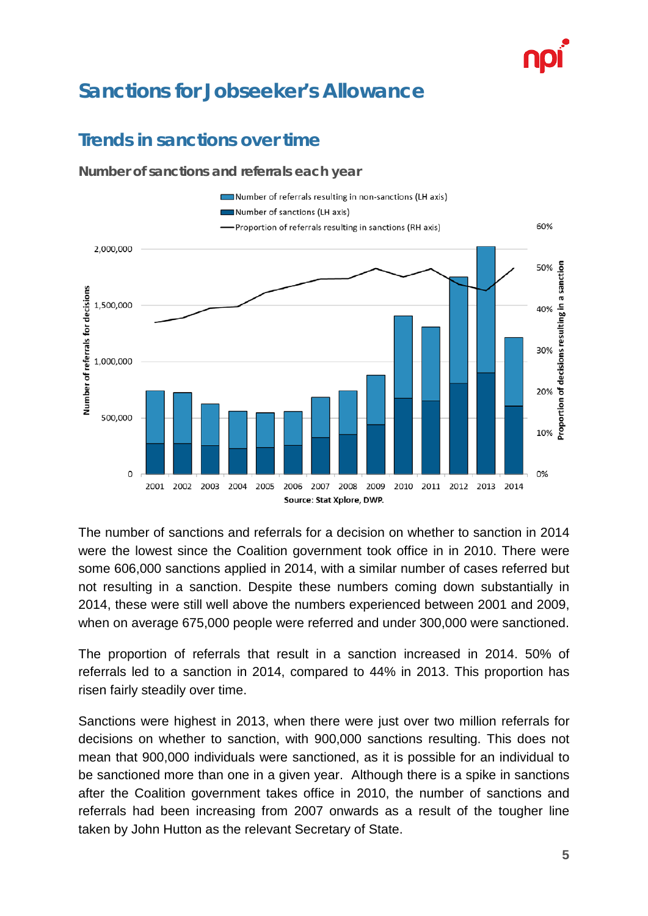# Sanctions for Jobseeker's Allowance

## Trends in sanctions over time

### Number of sanctions and referrals each year

Source: Stat Xplore, DWP.

The number of sanctions and referrals for a decision on whether to sanction in 2014 were the lowest since the Coalition government took office in in 2010. There were some 606,000 sanctions applied in 2014, with a similar number of cases referred but not resulting in a sanction. Despite these numbers coming down substantially in 2014, these were still well above the numbers experienced between 2001 and 2009, when on average 675,000 people were referred and under 300,000 were sanctioned.

The proportion of referrals that result in a sanction increased in 2014. 50% of referrals led to a sanction in 2014, compared to 44% in 2013. This proportion has risen fairly steadily over time.

Sanctions were highest in 2013, when there were just over two million referrals for decisions on whether to sanction, with 900,000 sanctions resulting. This does not mean that 900,000 individuals were sanctioned, as it is possible for an individual to be sanctioned more than one in a given year. Although there is a spike in sanctions after the Coalition government takes office in 2010, the number of sanctions and referrals had been increasing from 2007 onwards as a result of the tougher line taken by John Hutton as the relevant Secretary of State.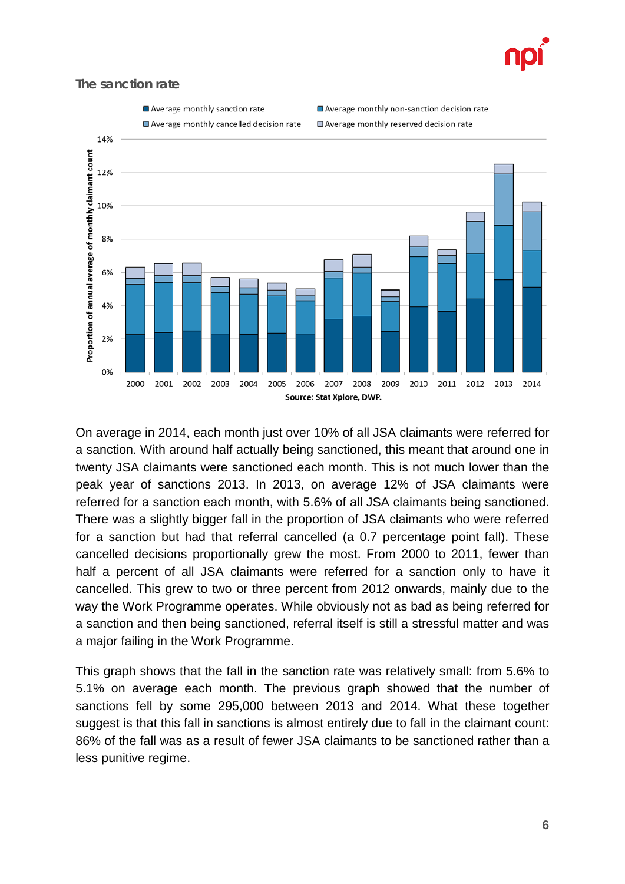### The sanction rate

Source: Stat Xplore, DWP.

On average in 2014, each month just over 10% of all JSA claimants were referred for a sanction. With around half actually being sanctioned, this meant that around one in twenty JSA claimants were sanctioned each month. This is not much lower than the peak year of sanctions 2013. In 2013, on average 12% of JSA claimants were referred for a sanction each month, with 5.6% of all JSA claimants being sanctioned. There was a slightly bigger fall in the proportion of JSA claimants who were referred for a sanction but had that referral cancelled (a 0.7 percentage point fall). These cancelled decisions proportionally grew the most. From 2000 to 2011, fewer than half a percent of all JSA claimants were referred for a sanction only to have it cancelled. This grew to two or three percent from 2012 onwards, mainly due to the way the Work Programme operates. While obviously not as bad as being referred for a sanction and then being sanctioned, referral itself is still a stressful matter and was a major failing in the Work Programme.

This graph shows that the fall in the sanction rate was relatively small: from 5.6% to 5.1% on average each month. The previous graph showed that the number of sanctions fell by some 295,000 between 2013 and 2014. What these together suggest is that this fall in sanctions is almost entirely due to fall in the claimant count: 86% of the fall was as a result of fewer JSA claimants to be sanctioned rather than a less punitive regime.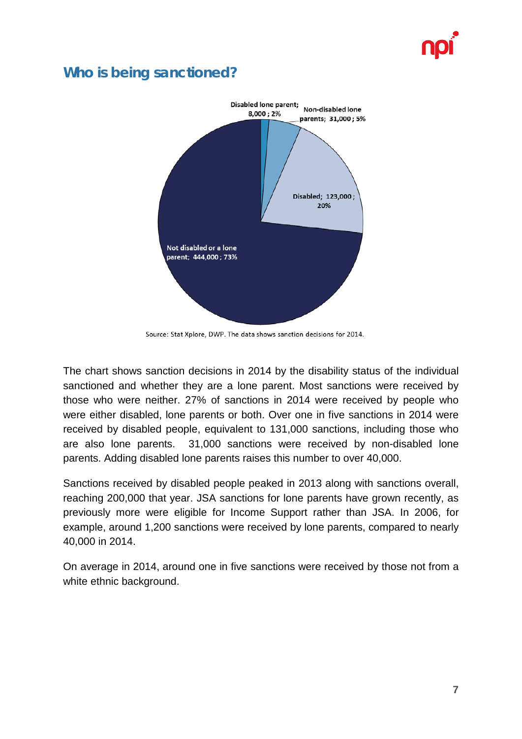## Who is being sanctioned?

Disabled lone parent; 8,000 ; 2%

Non-disabled lone parents; 31,000 ; 5%

Disabled; 123,000 ; 20%

Not disabled or a lone parent; 444,000 ; 73%

Source: Stat Xplore, DWP. The data shows sanction decisions for 2014.

The chart shows sanction decisions in 2014 by the disability status of the individual sanctioned and whether they are a lone parent. Most sanctions were received by those who were neither. 27% of sanctions in 2014 were received by people who were either disabled, lone parents or both. Over one in five sanctions in 2014 were received by disabled people, equivalent to 131,000 sanctions, including those who are also lone parents. 31,000 sanctions were received by non-disabled lone parents. Adding disabled lone parents raises this number to over 40,000.

Sanctions received by disabled people peaked in 2013 along with sanctions overall, reaching 200,000 that year. JSA sanctions for lone parents have grown recently, as previously more were eligible for Income Support rather than JSA. In 2006, for example, around 1,200 sanctions were received by lone parents, compared to nearly 40,000 in 2014.

On average in 2014, around one in five sanctions were received by those not from a white ethnic background.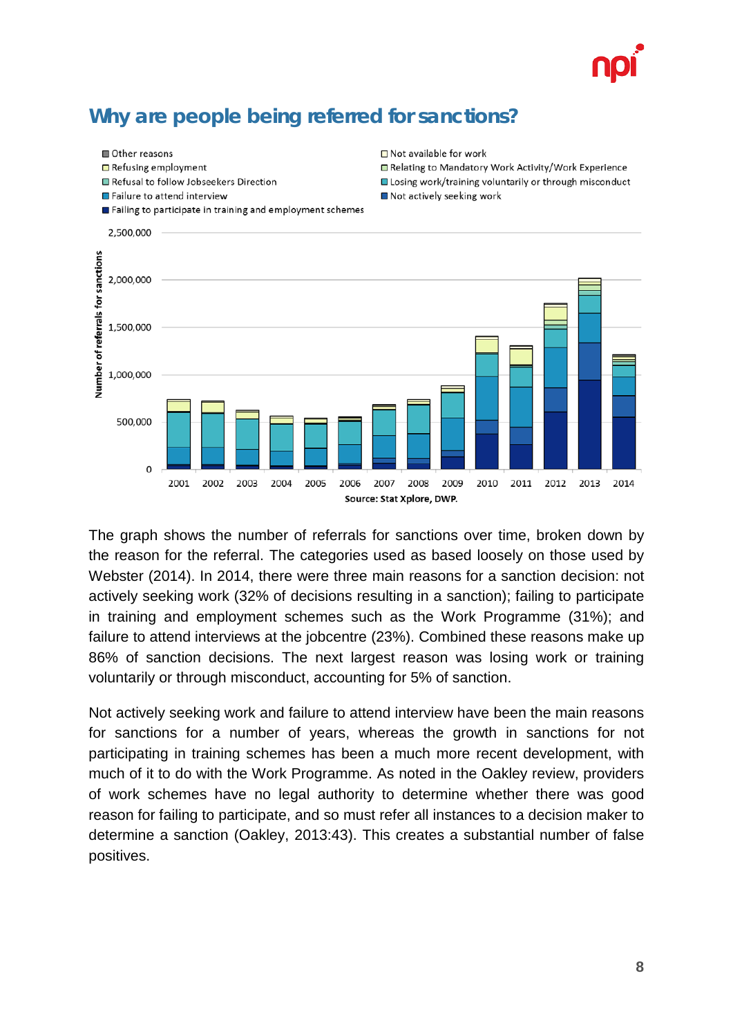## Why are people being referred for sanctions?

The graph shows the number of referrals for sanctions over time, broken down by the reason for the referral. The categories used as based loosely on those used by Webster (2014). In 2014, there were three main reasons for a sanction decision: not actively seeking work (32% of decisions resulting in a sanction); failing to participate in training and employment schemes such as the Work Programme (31%); and failure to attend interviews at the jobcentre (23%). Combined these reasons make up 86% of sanction decisions. The next largest reason was losing work or training voluntarily or through misconduct, accounting for 5% of sanction.

Not actively seeking work and failure to attend interview have been the main reasons for sanctions for a number of years, whereas the growth in sanctions for not participating in training schemes has been a much more recent development, with much of it to do with the Work Programme. As noted in the Oakley review, providers of work schemes have no legal authority to determine whether there was good reason for failing to participate, and so must refer all instances to a decision maker to determine a sanction (Oakley, 2013:43). This creates a substantial number of false positives.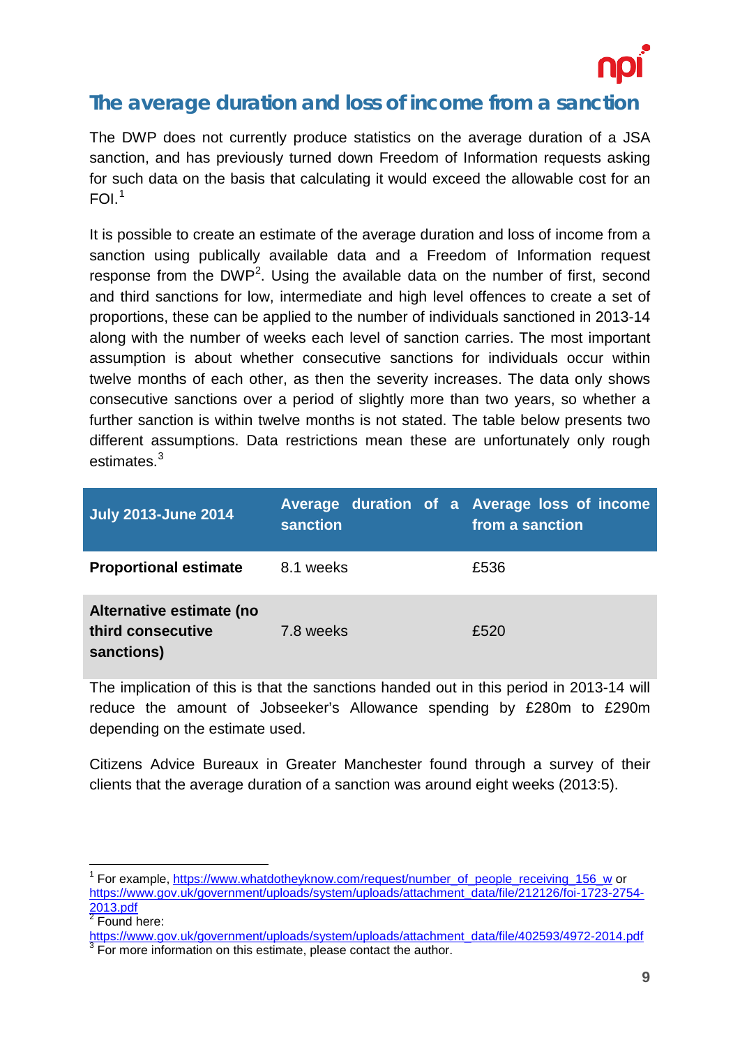## The average duration and loss of income from a sanction

The DWP does not currently produce statistics on the average duration of a JSA sanction, and has previously turned down Freedom of Information requests asking for such data on the basis that calculating it would exceed the allowable cost for an FOI.[1]

It is possible to create an estimate of the average duration and loss of income from a sanction using publically available data and a Freedom of Information request response from the DWP[2]. Using the available data on the number of first, second and third sanctions for low, intermediate and high level offences to create a set of proportions, these can be applied to the number of individuals sanctioned in 2013-14 along with the number of weeks each level of sanction carries. The most important assumption is about whether consecutive sanctions for individuals occur within twelve months of each other, as then the severity increases. The data only shows consecutive sanctions over a period of slightly more than two years, so whether a further sanction is within twelve months is not stated. The table below presents two different assumptions. Data restrictions mean these are unfortunately only rough estimates.[3]

| July 2013-June 2014 | Average duration of a sanction | Average loss of income from a sanction |
|---|---|---|
| **Proportional estimate** | 8.1 weeks | £536 |
| **Alternative estimate (no third consecutive sanctions)** | 7.8 weeks | £520 |

The implication of this is that the sanctions handed out in this period in 2013-14 will reduce the amount of Jobseeker's Allowance spending by £280m to £290m depending on the estimate used.

Citizens Advice Bureaux in Greater Manchester found through a survey of their clients that the average duration of a sanction was around eight weeks (2013:5).

---

[1] For example, https://www.whatdotheyknow.com/request/number_of_people_receiving_156_w or https://www.gov.uk/government/uploads/system/uploads/attachment_data/file/212126/foi-1723-2754-2013.pdf

[2] Found here: https://www.gov.uk/government/uploads/system/uploads/attachment_data/file/402593/4972-2014.pdf

[3] For more information on this estimate, please contact the author.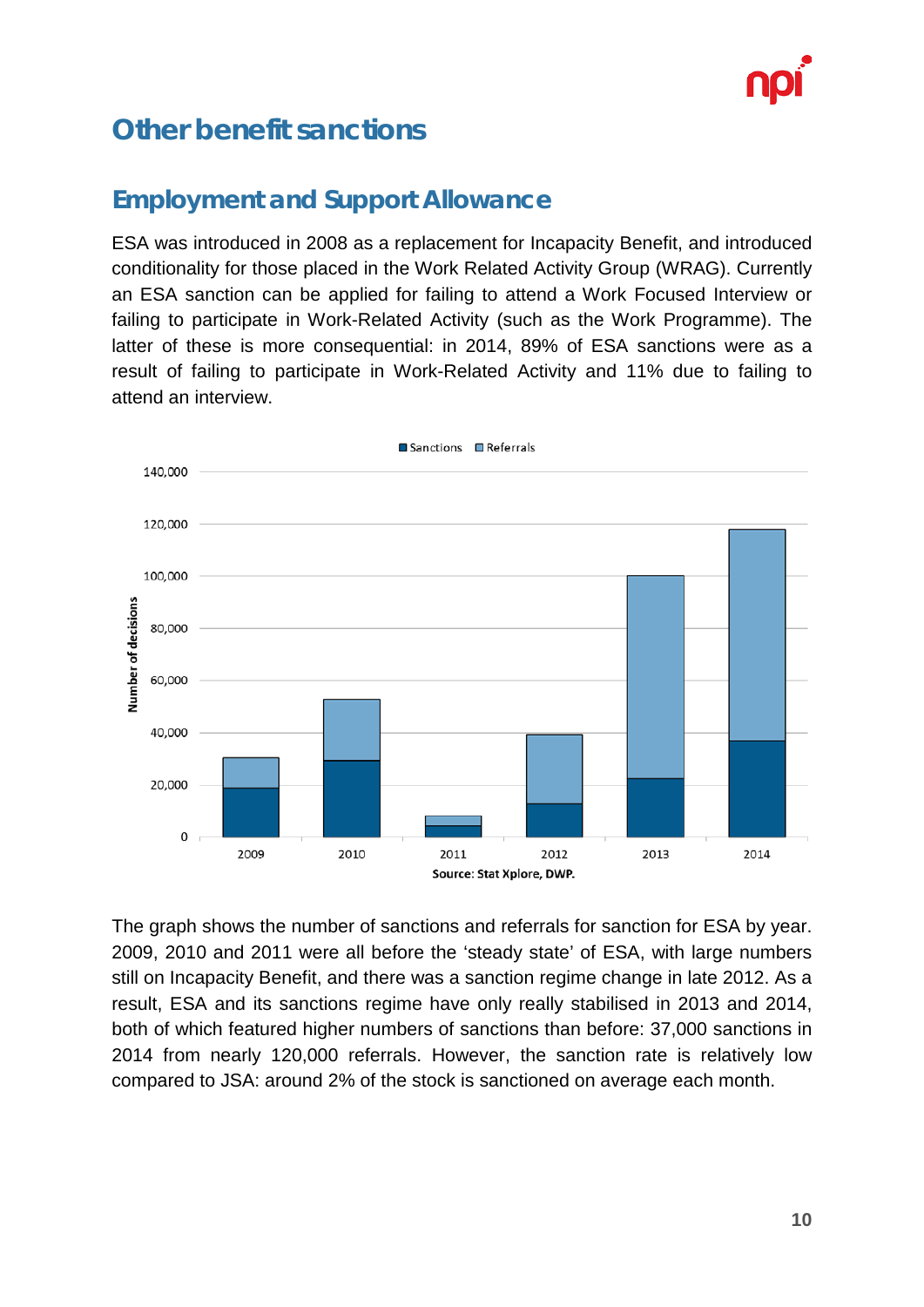# Other benefit sanctions

## Employment and Support Allowance

ESA was introduced in 2008 as a replacement for Incapacity Benefit, and introduced conditionality for those placed in the Work Related Activity Group (WRAG). Currently an ESA sanction can be applied for failing to attend a Work Focused Interview or failing to participate in Work-Related Activity (such as the Work Programme). The latter of these is more consequential: in 2014, 89% of ESA sanctions were as a result of failing to participate in Work-Related Activity and 11% due to failing to attend an interview.

Source: Stat Xplore, DWP.

The graph shows the number of sanctions and referrals for sanction for ESA by year. 2009, 2010 and 2011 were all before the 'steady state' of ESA, with large numbers still on Incapacity Benefit, and there was a sanction regime change in late 2012. As a result, ESA and its sanctions regime have only really stabilised in 2013 and 2014, both of which featured higher numbers of sanctions than before: 37,000 sanctions in 2014 from nearly 120,000 referrals. However, the sanction rate is relatively low compared to JSA: around 2% of the stock is sanctioned on average each month.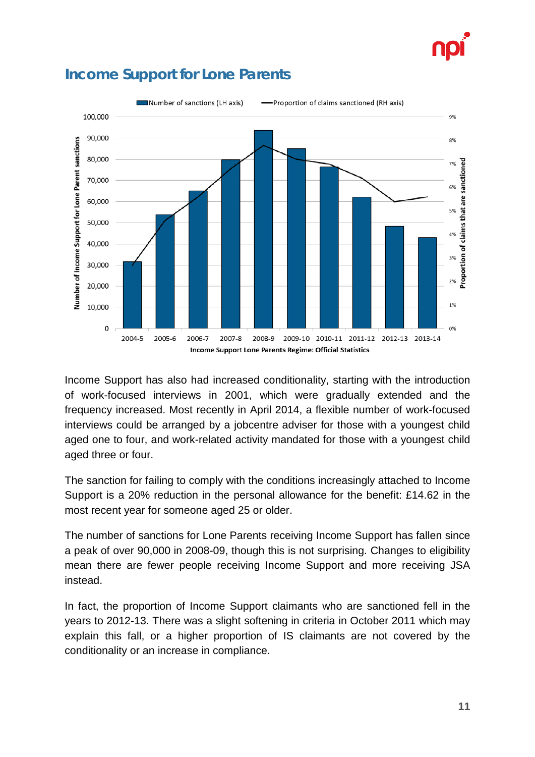## Income Support for Lone Parents

Income Support has also had increased conditionality, starting with the introduction of work-focused interviews in 2001, which were gradually extended and the frequency increased. Most recently in April 2014, a flexible number of work-focused interviews could be arranged by a jobcentre adviser for those with a youngest child aged one to four, and work-related activity mandated for those with a youngest child aged three or four.

The sanction for failing to comply with the conditions increasingly attached to Income Support is a 20% reduction in the personal allowance for the benefit: £14.62 in the most recent year for someone aged 25 or older.

The number of sanctions for Lone Parents receiving Income Support has fallen since a peak of over 90,000 in 2008-09, though this is not surprising. Changes to eligibility mean there are fewer people receiving Income Support and more receiving JSA instead.

In fact, the proportion of Income Support claimants who are sanctioned fell in the years to 2012-13. There was a slight softening in criteria in October 2011 which may explain this fall, or a higher proportion of IS claimants are not covered by the conditionality or an increase in compliance.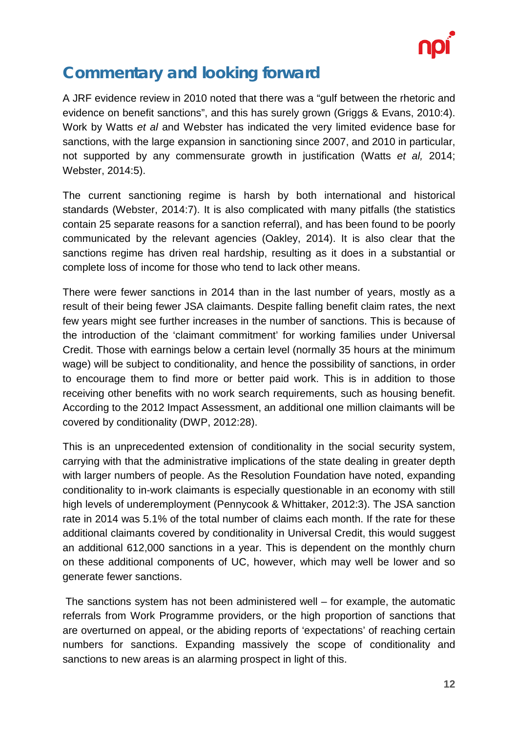## Commentary and looking forward

A JRF evidence review in 2010 noted that there was a "gulf between the rhetoric and evidence on benefit sanctions", and this has surely grown (Griggs & Evans, 2010:4). Work by Watts *et al* and Webster has indicated the very limited evidence base for sanctions, with the large expansion in sanctioning since 2007, and 2010 in particular, not supported by any commensurate growth in justification (Watts *et al,* 2014; Webster, 2014:5).

The current sanctioning regime is harsh by both international and historical standards (Webster, 2014:7). It is also complicated with many pitfalls (the statistics contain 25 separate reasons for a sanction referral), and has been found to be poorly communicated by the relevant agencies (Oakley, 2014). It is also clear that the sanctions regime has driven real hardship, resulting as it does in a substantial or complete loss of income for those who tend to lack other means.

There were fewer sanctions in 2014 than in the last number of years, mostly as a result of their being fewer JSA claimants. Despite falling benefit claim rates, the next few years might see further increases in the number of sanctions. This is because of the introduction of the 'claimant commitment' for working families under Universal Credit. Those with earnings below a certain level (normally 35 hours at the minimum wage) will be subject to conditionality, and hence the possibility of sanctions, in order to encourage them to find more or better paid work. This is in addition to those receiving other benefits with no work search requirements, such as housing benefit. According to the 2012 Impact Assessment, an additional one million claimants will be covered by conditionality (DWP, 2012:28).

This is an unprecedented extension of conditionality in the social security system, carrying with that the administrative implications of the state dealing in greater depth with larger numbers of people. As the Resolution Foundation have noted, expanding conditionality to in-work claimants is especially questionable in an economy with still high levels of underemployment (Pennycook & Whittaker, 2012:3). The JSA sanction rate in 2014 was 5.1% of the total number of claims each month. If the rate for these additional claimants covered by conditionality in Universal Credit, this would suggest an additional 612,000 sanctions in a year. This is dependent on the monthly churn on these additional components of UC, however, which may well be lower and so generate fewer sanctions.

The sanctions system has not been administered well – for example, the automatic referrals from Work Programme providers, or the high proportion of sanctions that are overturned on appeal, or the abiding reports of 'expectations' of reaching certain numbers for sanctions. Expanding massively the scope of conditionality and sanctions to new areas is an alarming prospect in light of this.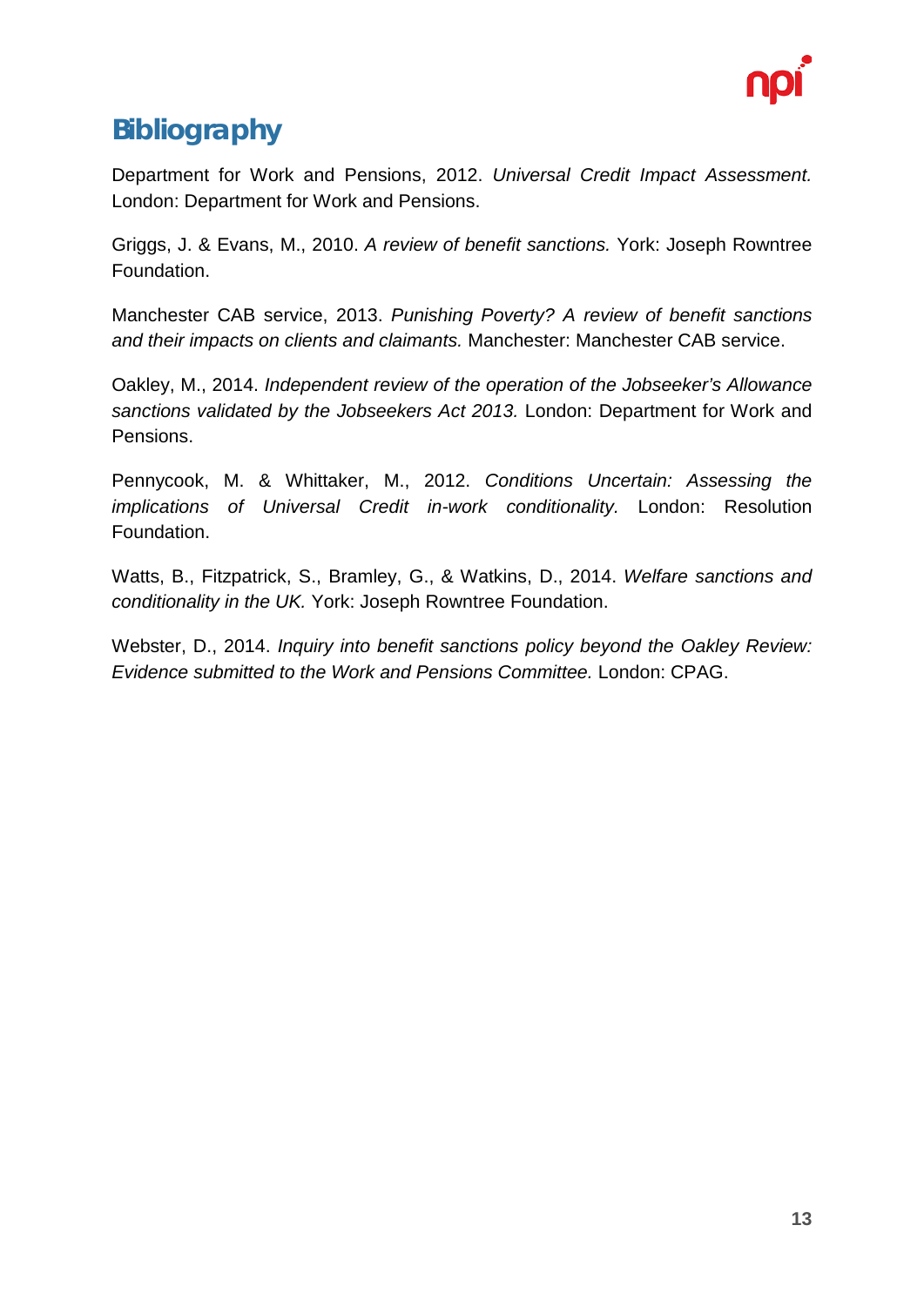# Bibliography

Department for Work and Pensions, 2012. *Universal Credit Impact Assessment.* London: Department for Work and Pensions.

Griggs, J. & Evans, M., 2010. *A review of benefit sanctions.* York: Joseph Rowntree Foundation.

Manchester CAB service, 2013. *Punishing Poverty? A review of benefit sanctions and their impacts on clients and claimants.* Manchester: Manchester CAB service.

Oakley, M., 2014. *Independent review of the operation of the Jobseeker's Allowance sanctions validated by the Jobseekers Act 2013.* London: Department for Work and Pensions.

Pennycook, M. & Whittaker, M., 2012. *Conditions Uncertain: Assessing the implications of Universal Credit in-work conditionality.* London: Resolution Foundation.

Watts, B., Fitzpatrick, S., Bramley, G., & Watkins, D., 2014. *Welfare sanctions and conditionality in the UK.* York: Joseph Rowntree Foundation.

Webster, D., 2014. *Inquiry into benefit sanctions policy beyond the Oakley Review: Evidence submitted to the Work and Pensions Committee.* London: CPAG.